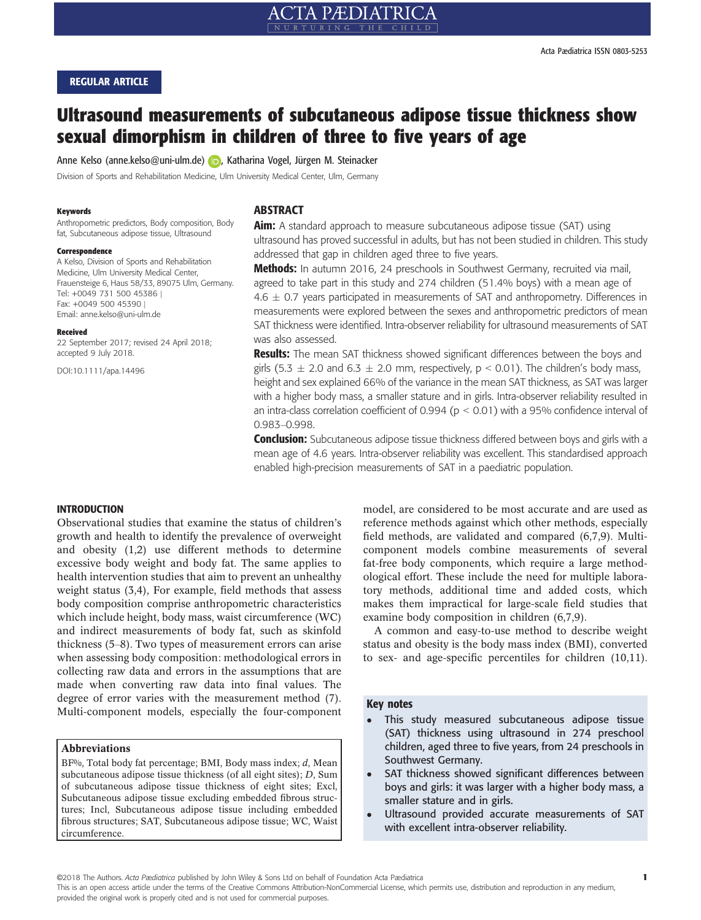REGULAR ARTICLE

# Ultrasound measurements of subcutaneous adipose tissue thickness show sexual dimorphism in children of three to five years of age

Anne Kelso (anne.kelso@uni-ulm.de), Katharina Vogel, Jürgen M. Steinacker

Division of Sports and Rehabilitation Medicine, Ulm University Medical Center, Ulm, Germany

**Keywords**

Anthropometric predictors, Body composition, Body fat, Subcutaneous adipose tissue, Ultrasound

**Correspondence**

A Kelso, Division of Sports and Rehabilitation Medicine, Ulm University Medical Center, Frauensteige 6, Haus 58/33, 89075 Ulm, Germany.
Tel: +0049 731 500 45386 |
Fax: +0049 500 45390 |
Email: anne.kelso@uni-ulm.de

**Received**

22 September 2017; revised 24 April 2018; accepted 9 July 2018.

DOI:10.1111/apa.14496

## ABSTRACT

**Aim:** A standard approach to measure subcutaneous adipose tissue (SAT) using ultrasound has proved successful in adults, but has not been studied in children. This study addressed that gap in children aged three to five years.

**Methods:** In autumn 2016, 24 preschools in Southwest Germany, recruited via mail, agreed to take part in this study and 274 children (51.4% boys) with a mean age of 4.6 ± 0.7 years participated in measurements of SAT and anthropometry. Differences in measurements were explored between the sexes and anthropometric predictors of mean SAT thickness were identified. Intra-observer reliability for ultrasound measurements of SAT was also assessed.

**Results:** The mean SAT thickness showed significant differences between the boys and girls (5.3 ± 2.0 and 6.3 ± 2.0 mm, respectively, $p < 0.01$). The children's body mass, height and sex explained 66% of the variance in the mean SAT thickness, as SAT was larger with a higher body mass, a smaller stature and in girls. Intra-observer reliability resulted in an intra-class correlation coefficient of 0.994 ($p < 0.01$) with a 95% confidence interval of 0.983–0.998.

**Conclusion:** Subcutaneous adipose tissue thickness differed between boys and girls with a mean age of 4.6 years. Intra-observer reliability was excellent. This standardised approach enabled high-precision measurements of SAT in a paediatric population.

## INTRODUCTION

Observational studies that examine the status of children's growth and health to identify the prevalence of overweight and obesity (1,2) use different methods to determine excessive body weight and body fat. The same applies to health intervention studies that aim to prevent an unhealthy weight status (3,4), For example, field methods that assess body composition comprise anthropometric characteristics which include height, body mass, waist circumference (WC) and indirect measurements of body fat, such as skinfold thickness (5–8). Two types of measurement errors can arise when assessing body composition: methodological errors in collecting raw data and errors in the assumptions that are made when converting raw data into final values. The degree of error varies with the measurement method (7). Multi-component models, especially the four-component model, are considered to be most accurate and are used as reference methods against which other methods, especially field methods, are validated and compared (6,7,9). Multi-component models combine measurements of several fat-free body components, which require a large methodological effort. These include the need for multiple laboratory methods, additional time and added costs, which makes them impractical for large-scale field studies that examine body composition in children (6,7,9).

A common and easy-to-use method to describe weight status and obesity is the body mass index (BMI), converted to sex- and age-specific percentiles for children (10,11).

**Abbreviations**

BF%, Total body fat percentage; BMI, Body mass index; *d*, Mean subcutaneous adipose tissue thickness (of all eight sites); *D*, Sum of subcutaneous adipose tissue thickness of eight sites; Excl, Subcutaneous adipose tissue excluding embedded fibrous structures; Incl, Subcutaneous adipose tissue including embedded fibrous structures; SAT, Subcutaneous adipose tissue; WC, Waist circumference.

**Key notes**

- This study measured subcutaneous adipose tissue (SAT) thickness using ultrasound in 274 preschool children, aged three to five years, from 24 preschools in Southwest Germany.
- SAT thickness showed significant differences between boys and girls: it was larger with a higher body mass, a smaller stature and in girls.
- Ultrasound provided accurate measurements of SAT with excellent intra-observer reliability.

©2018 The Authors. *Acta Pædiatrica* published by John Wiley & Sons Ltd on behalf of Foundation Acta Pædiatrica
This is an open access article under the terms of the Creative Commons Attribution-NonCommercial License, which permits use, distribution and reproduction in any medium, provided the original work is properly cited and is not used for commercial purposes.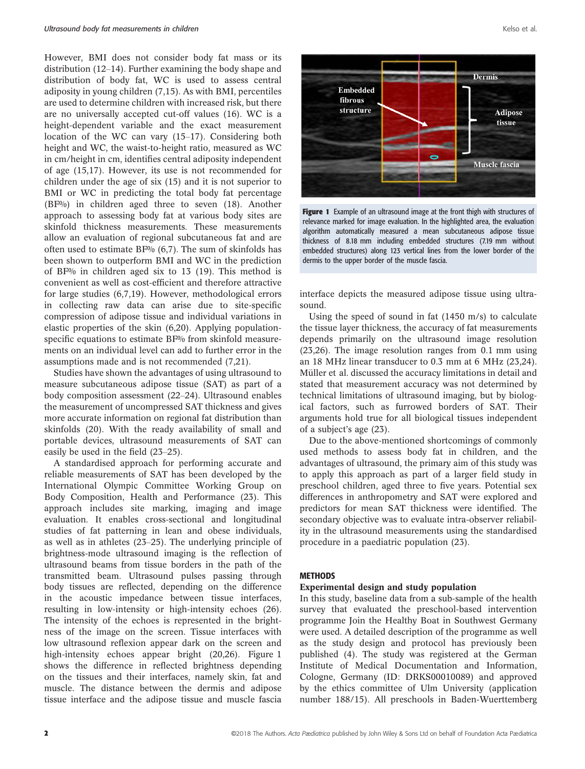However, BMI does not consider body fat mass or its distribution (12–14). Further examining the body shape and distribution of body fat, WC is used to assess central adiposity in young children (7,15). As with BMI, percentiles are used to determine children with increased risk, but there are no universally accepted cut-off values (16). WC is a height-dependent variable and the exact measurement location of the WC can vary (15–17). Considering both height and WC, the waist-to-height ratio, measured as WC in cm/height in cm, identifies central adiposity independent of age (15,17). However, its use is not recommended for children under the age of six (15) and it is not superior to BMI or WC in predicting the total body fat percentage (BF%) in children aged three to seven (18). Another approach to assessing body fat at various body sites are skinfold thickness measurements. These measurements allow an evaluation of regional subcutaneous fat and are often used to estimate BF% (6,7). The sum of skinfolds has been shown to outperform BMI and WC in the prediction of BF% in children aged six to 13 (19). This method is convenient as well as cost-efficient and therefore attractive for large studies (6,7,19). However, methodological errors in collecting raw data can arise due to site-specific compression of adipose tissue and individual variations in elastic properties of the skin (6,20). Applying population-specific equations to estimate BF% from skinfold measurements on an individual level can add to further error in the assumptions made and is not recommended (7,21).

Studies have shown the advantages of using ultrasound to measure subcutaneous adipose tissue (SAT) as part of a body composition assessment (22–24). Ultrasound enables the measurement of uncompressed SAT thickness and gives more accurate information on regional fat distribution than skinfolds (20). With the ready availability of small and portable devices, ultrasound measurements of SAT can easily be used in the field (23–25).

A standardised approach for performing accurate and reliable measurements of SAT has been developed by the International Olympic Committee Working Group on Body Composition, Health and Performance (23). This approach includes site marking, imaging and image evaluation. It enables cross-sectional and longitudinal studies of fat patterning in lean and obese individuals, as well as in athletes (23–25). The underlying principle of brightness-mode ultrasound imaging is the reflection of ultrasound beams from tissue borders in the path of the transmitted beam. Ultrasound pulses passing through body tissues are reflected, depending on the difference in the acoustic impedance between tissue interfaces, resulting in low-intensity or high-intensity echoes (26). The intensity of the echoes is represented in the brightness of the image on the screen. Tissue interfaces with low ultrasound reflexion appear dark on the screen and high-intensity echoes appear bright (20,26). Figure 1 shows the difference in reflected brightness depending on the tissues and their interfaces, namely skin, fat and muscle. The distance between the dermis and adipose tissue interface and the adipose tissue and muscle fascia interface depicts the measured adipose tissue using ultrasound.

**Figure 1** Example of an ultrasound image at the front thigh with structures of relevance marked for image evaluation. In the highlighted area, the evaluation algorithm automatically measured a mean subcutaneous adipose tissue thickness of 8.18 mm including embedded structures (7.19 mm without embedded structures) along 123 vertical lines from the lower border of the dermis to the upper border of the muscle fascia.

Using the speed of sound in fat (1450 m/s) to calculate the tissue layer thickness, the accuracy of fat measurements depends primarily on the ultrasound image resolution (23,26). The image resolution ranges from 0.1 mm using an 18 MHz linear transducer to 0.3 mm at 6 MHz (23,24). Müller et al. discussed the accuracy limitations in detail and stated that measurement accuracy was not determined by technical limitations of ultrasound imaging, but by biological factors, such as furrowed borders of SAT. Their arguments hold true for all biological tissues independent of a subject's age (23).

Due to the above-mentioned shortcomings of commonly used methods to assess body fat in children, and the advantages of ultrasound, the primary aim of this study was to apply this approach as part of a larger field study in preschool children, aged three to five years. Potential sex differences in anthropometry and SAT were explored and predictors for mean SAT thickness were identified. The secondary objective was to evaluate intra-observer reliability in the ultrasound measurements using the standardised procedure in a paediatric population (23).

## METHODS

### Experimental design and study population

In this study, baseline data from a sub-sample of the health survey that evaluated the preschool-based intervention programme Join the Healthy Boat in Southwest Germany were used. A detailed description of the programme as well as the study design and protocol has previously been published (4). The study was registered at the German Institute of Medical Documentation and Information, Cologne, Germany (ID: DRKS00010089) and approved by the ethics committee of Ulm University (application number 188/15). All preschools in Baden-Wuerttemberg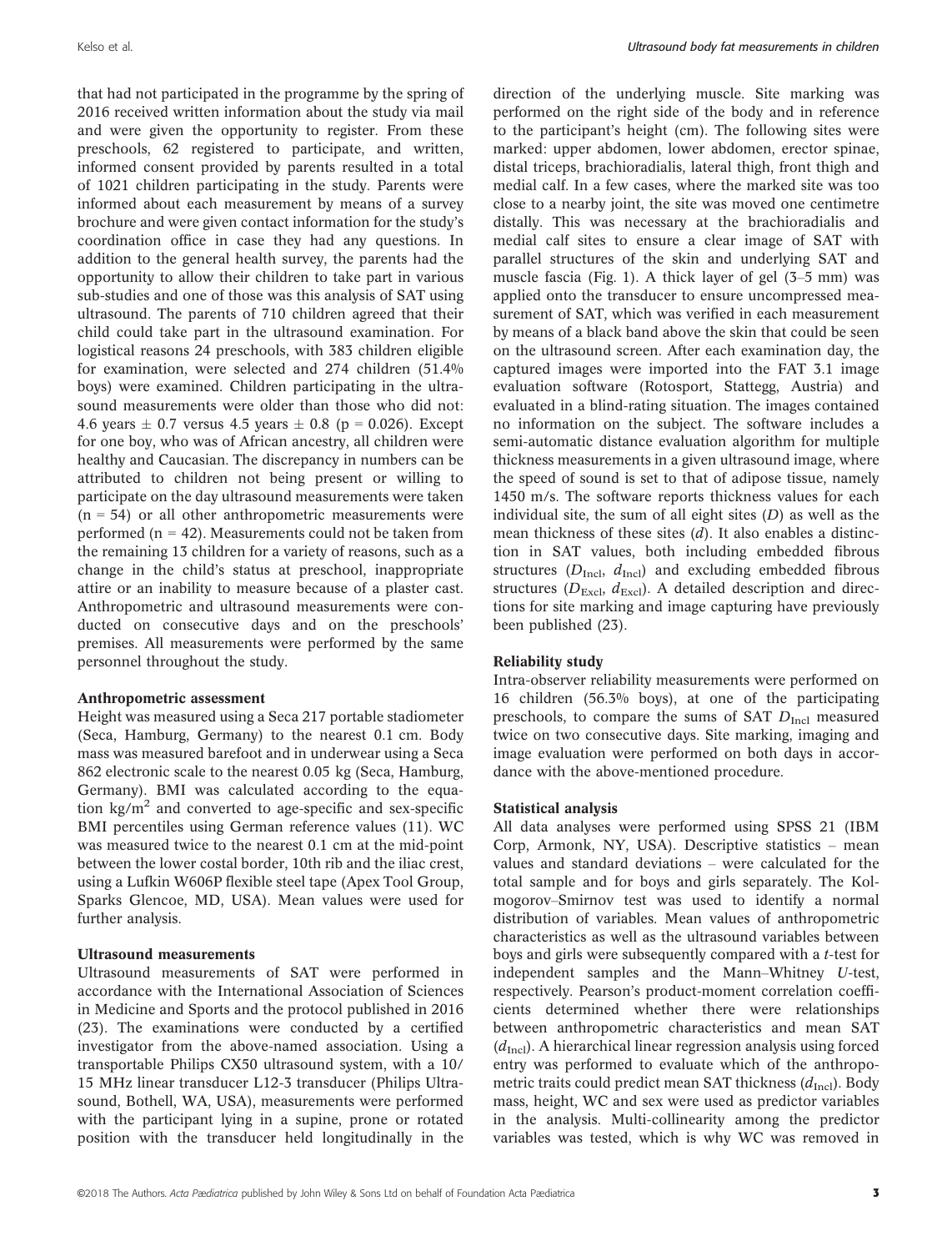that had not participated in the programme by the spring of 2016 received written information about the study via mail and were given the opportunity to register. From these preschools, 62 registered to participate, and written, informed consent provided by parents resulted in a total of 1021 children participating in the study. Parents were informed about each measurement by means of a survey brochure and were given contact information for the study's coordination office in case they had any questions. In addition to the general health survey, the parents had the opportunity to allow their children to take part in various sub-studies and one of those was this analysis of SAT using ultrasound. The parents of 710 children agreed that their child could take part in the ultrasound examination. For logistical reasons 24 preschools, with 383 children eligible for examination, were selected and 274 children (51.4% boys) were examined. Children participating in the ultrasound measurements were older than those who did not: 4.6 years ± 0.7 versus 4.5 years ± 0.8 (p = 0.026). Except for one boy, who was of African ancestry, all children were healthy and Caucasian. The discrepancy in numbers can be attributed to children not being present or willing to participate on the day ultrasound measurements were taken (n = 54) or all other anthropometric measurements were performed (n = 42). Measurements could not be taken from the remaining 13 children for a variety of reasons, such as a change in the child's status at preschool, inappropriate attire or an inability to measure because of a plaster cast. Anthropometric and ultrasound measurements were conducted on consecutive days and on the preschools' premises. All measurements were performed by the same personnel throughout the study.

### Anthropometric assessment

Height was measured using a Seca 217 portable stadiometer (Seca, Hamburg, Germany) to the nearest 0.1 cm. Body mass was measured barefoot and in underwear using a Seca 862 electronic scale to the nearest 0.05 kg (Seca, Hamburg, Germany). BMI was calculated according to the equation $kg/m^2$ and converted to age-specific and sex-specific BMI percentiles using German reference values (11). WC was measured twice to the nearest 0.1 cm at the mid-point between the lower costal border, 10th rib and the iliac crest, using a Lufkin W606P flexible steel tape (Apex Tool Group, Sparks Glencoe, MD, USA). Mean values were used for further analysis.

### Ultrasound measurements

Ultrasound measurements of SAT were performed in accordance with the International Association of Sciences in Medicine and Sports and the protocol published in 2016 (23). The examinations were conducted by a certified investigator from the above-named association. Using a transportable Philips CX50 ultrasound system, with a 10/15 MHz linear transducer L12-3 transducer (Philips Ultrasound, Bothell, WA, USA), measurements were performed with the participant lying in a supine, prone or rotated position with the transducer held longitudinally in the direction of the underlying muscle. Site marking was performed on the right side of the body and in reference to the participant's height (cm). The following sites were marked: upper abdomen, lower abdomen, erector spinae, distal triceps, brachioradialis, lateral thigh, front thigh and medial calf. In a few cases, where the marked site was too close to a nearby joint, the site was moved one centimetre distally. This was necessary at the brachioradialis and medial calf sites to ensure a clear image of SAT with parallel structures of the skin and underlying SAT and muscle fascia (Fig. 1). A thick layer of gel (3–5 mm) was applied onto the transducer to ensure uncompressed measurement of SAT, which was verified in each measurement by means of a black band above the skin that could be seen on the ultrasound screen. After each examination day, the captured images were imported into the FAT 3.1 image evaluation software (Rotosport, Stattegg, Austria) and evaluated in a blind-rating situation. The images contained no information on the subject. The software includes a semi-automatic distance evaluation algorithm for multiple thickness measurements in a given ultrasound image, where the speed of sound is set to that of adipose tissue, namely 1450 m/s. The software reports thickness values for each individual site, the sum of all eight sites ($D$) as well as the mean thickness of these sites ($d$). It also enables a distinction in SAT values, both including embedded fibrous structures ($D_{\mathrm{Incl}}$, $d_{\mathrm{Incl}}$) and excluding embedded fibrous structures ($D_{\mathrm{Excl}}$, $d_{\mathrm{Excl}}$). A detailed description and directions for site marking and image capturing have previously been published (23).

### Reliability study

Intra-observer reliability measurements were performed on 16 children (56.3% boys), at one of the participating preschools, to compare the sums of SAT $D_{\mathrm{Incl}}$ measured twice on two consecutive days. Site marking, imaging and image evaluation were performed on both days in accordance with the above-mentioned procedure.

### Statistical analysis

All data analyses were performed using SPSS 21 (IBM Corp, Armonk, NY, USA). Descriptive statistics – mean values and standard deviations – were calculated for the total sample and for boys and girls separately. The Kolmogorov–Smirnov test was used to identify a normal distribution of variables. Mean values of anthropometric characteristics as well as the ultrasound variables between boys and girls were subsequently compared with a *t*-test for independent samples and the Mann–Whitney *U*-test, respectively. Pearson's product-moment correlation coefficients determined whether there were relationships between anthropometric characteristics and mean SAT ($d_{\mathrm{Incl}}$). A hierarchical linear regression analysis using forced entry was performed to evaluate which of the anthropometric traits could predict mean SAT thickness ($d_{\mathrm{Incl}}$). Body mass, height, WC and sex were used as predictor variables in the analysis. Multi-collinearity among the predictor variables was tested, which is why WC was removed in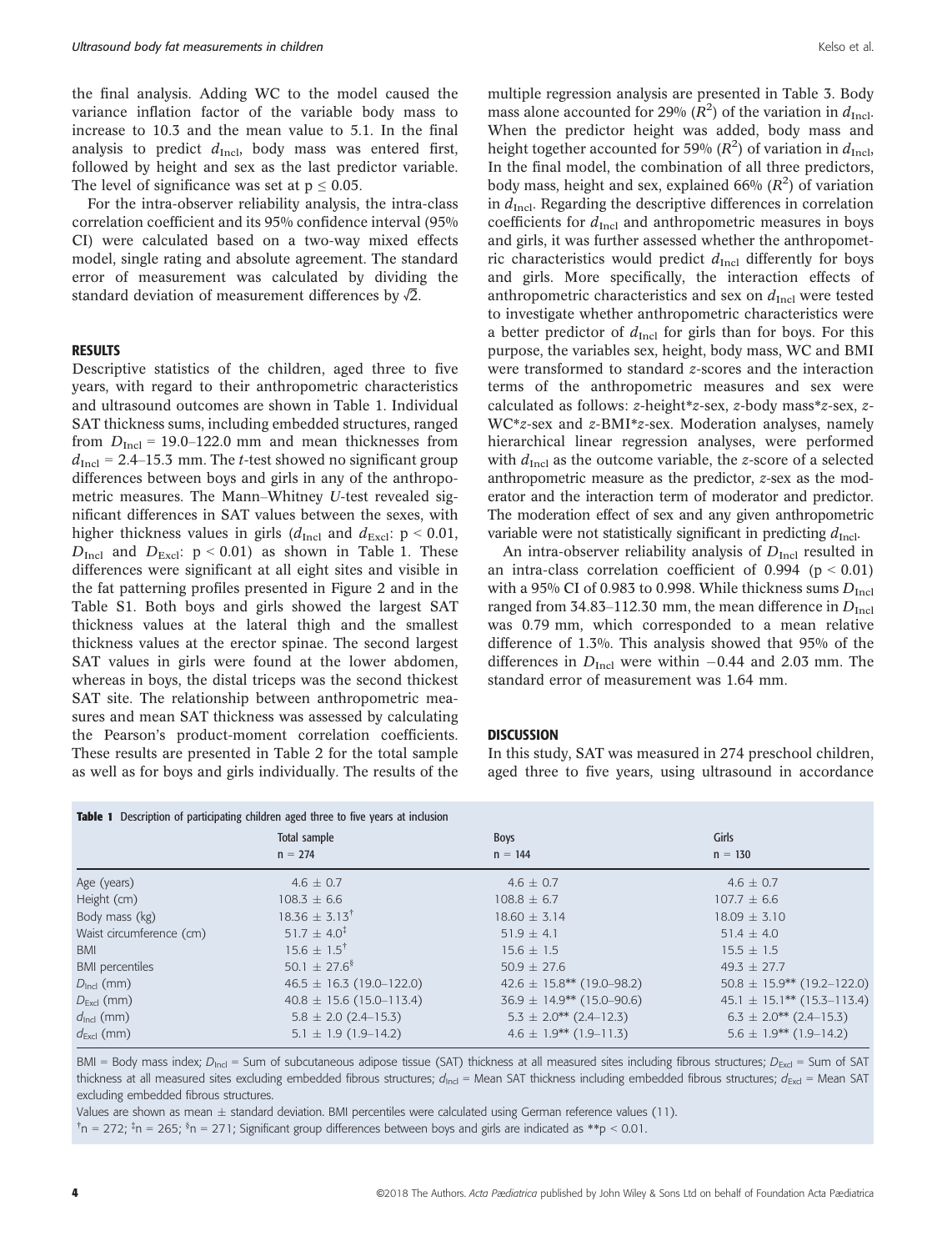the final analysis. Adding WC to the model caused the variance inflation factor of the variable body mass to increase to 10.3 and the mean value to 5.1. In the final analysis to predict $d_{Incl}$, body mass was entered first, followed by height and sex as the last predictor variable. The level of significance was set at $p \leq 0.05$.

For the intra-observer reliability analysis, the intra-class correlation coefficient and its 95% confidence interval (95% CI) were calculated based on a two-way mixed effects model, single rating and absolute agreement. The standard error of measurement was calculated by dividing the standard deviation of measurement differences by $\sqrt{2}$.

## RESULTS

Descriptive statistics of the children, aged three to five years, with regard to their anthropometric characteristics and ultrasound outcomes are shown in Table 1. Individual SAT thickness sums, including embedded structures, ranged from $D_{Incl}$ = 19.0–122.0 mm and mean thicknesses from $d_{Incl}$ = 2.4–15.3 mm. The *t*-test showed no significant group differences between boys and girls in any of the anthropometric measures. The Mann–Whitney *U*-test revealed significant differences in SAT values between the sexes, with higher thickness values in girls ($d_{Incl}$ and $d_{Excl}$: $p < 0.01$, $D_{Incl}$ and $D_{Excl}$: $p < 0.01$) as shown in Table 1. These differences were significant at all eight sites and visible in the fat patterning profiles presented in Figure 2 and in the Table S1. Both boys and girls showed the largest SAT thickness values at the lateral thigh and the smallest thickness values at the erector spinae. The second largest SAT values in girls were found at the lower abdomen, whereas in boys, the distal triceps was the second thickest SAT site. The relationship between anthropometric measures and mean SAT thickness was assessed by calculating the Pearson's product-moment correlation coefficients. These results are presented in Table 2 for the total sample as well as for boys and girls individually. The results of the multiple regression analysis are presented in Table 3. Body mass alone accounted for 29% ($R^2$) of the variation in $d_{Incl}$. When the predictor height was added, body mass and height together accounted for 59% ($R^2$) of variation in $d_{Incl}$. In the final model, the combination of all three predictors, body mass, height and sex, explained 66% ($R^2$) of variation in $d_{Incl}$. Regarding the descriptive differences in correlation coefficients for $d_{Incl}$ and anthropometric measures in boys and girls, it was further assessed whether the anthropometric characteristics would predict $d_{Incl}$ differently for boys and girls. More specifically, the interaction effects of anthropometric characteristics and sex on $d_{Incl}$ were tested to investigate whether anthropometric characteristics were a better predictor of $d_{Incl}$ for girls than for boys. For this purpose, the variables sex, height, body mass, WC and BMI were transformed to standard *z*-scores and the interaction terms of the anthropometric measures and sex were calculated as follows: *z*-height\**z*-sex, *z*-body mass\**z*-sex, *z*-WC\**z*-sex and *z*-BMI\**z*-sex. Moderation analyses, namely hierarchical linear regression analyses, were performed with $d_{Incl}$ as the outcome variable, the *z*-score of a selected anthropometric measure as the predictor, *z*-sex as the moderator and the interaction term of moderator and predictor. The moderation effect of sex and any given anthropometric variable were not statistically significant in predicting $d_{Incl}$.

An intra-observer reliability analysis of $D_{Incl}$ resulted in an intra-class correlation coefficient of 0.994 ($p < 0.01$) with a 95% CI of 0.983 to 0.998. While thickness sums $D_{Incl}$ ranged from 34.83–112.30 mm, the mean difference in $D_{Incl}$ was 0.79 mm, which corresponded to a mean relative difference of 1.3%. This analysis showed that 95% of the differences in $D_{Incl}$ were within −0.44 and 2.03 mm. The standard error of measurement was 1.64 mm.

## DISCUSSION

In this study, SAT was measured in 274 preschool children, aged three to five years, using ultrasound in accordance

**Table 1** Description of participating children aged three to five years at inclusion

| | Total sample<br>n = 274 | Boys<br>n = 144 | Girls<br>n = 130 |
|---|---|---|---|
| Age (years) | 4.6 ± 0.7 | 4.6 ± 0.7 | 4.6 ± 0.7 |
| Height (cm) | 108.3 ± 6.6 | 108.8 ± 6.7 | 107.7 ± 6.6 |
| Body mass (kg) | 18.36 ± 3.13[†] | 18.60 ± 3.14 | 18.09 ± 3.10 |
| Waist circumference (cm) | 51.7 ± 4.0[‡] | 51.9 ± 4.1 | 51.4 ± 4.0 |
| BMI | 15.6 ± 1.5[†] | 15.6 ± 1.5 | 15.5 ± 1.5 |
| BMI percentiles | 50.1 ± 27.6[§] | 50.9 ± 27.6 | 49.3 ± 27.7 |
| $D_{Incl}$ (mm) | 46.5 ± 16.3 (19.0–122.0) | 42.6 ± 15.8** (19.0–98.2) | 50.8 ± 15.9** (19.2–122.0) |
| $D_{Excl}$ (mm) | 40.8 ± 15.6 (15.0–113.4) | 36.9 ± 14.9** (15.0–90.6) | 45.1 ± 15.1** (15.3–113.4) |
| $d_{Incl}$ (mm) | 5.8 ± 2.0 (2.4–15.3) | 5.3 ± 2.0** (2.4–12.3) | 6.3 ± 2.0** (2.4–15.3) |
| $d_{Excl}$ (mm) | 5.1 ± 1.9 (1.9–14.2) | 4.6 ± 1.9** (1.9–11.3) | 5.6 ± 1.9** (1.9–14.2) |

BMI = Body mass index; $D_{Incl}$ = Sum of subcutaneous adipose tissue (SAT) thickness at all measured sites including fibrous structures; $D_{Excl}$ = Sum of SAT thickness at all measured sites excluding embedded fibrous structures; $d_{Incl}$ = Mean SAT thickness including embedded fibrous structures; $d_{Excl}$ = Mean SAT excluding embedded fibrous structures.

Values are shown as mean ± standard deviation. BMI percentiles were calculated using German reference values (11).

[†]n = 272; [‡]n = 265; [§]n = 271; Significant group differences between boys and girls are indicated as **$p < 0.01$.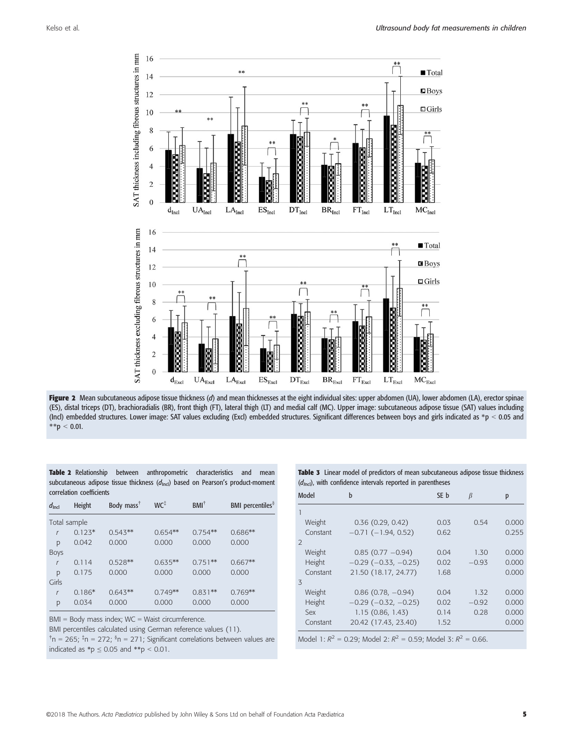**Figure 2** Mean subcutaneous adipose tissue thickness (*d*) and mean thicknesses at the eight individual sites: upper abdomen (UA), lower abdomen (LA), erector spinae (ES), distal triceps (DT), brachioradialis (BR), front thigh (FT), lateral thigh (LT) and medial calf (MC). Upper image: subcutaneous adipose tissue (SAT) values including (Incl) embedded structures. Lower image: SAT values excluding (Excl) embedded structures. Significant differences between boys and girls indicated as *p < 0.05 and **p < 0.01.

**Table 2** Relationship between anthropometric characteristics and mean subcutaneous adipose tissue thickness ($d_{Incl}$) based on Pearson's product-moment correlation coefficients

| $d_{Incl}$ | Height | Body mass† | WC‡ | BMI† | BMI percentiles§ |
|---|---|---|---|---|---|
| Total sample | | | | | |
| *r* | 0.123* | 0.543** | 0.654** | 0.754** | 0.686** |
| p | 0.042 | 0.000 | 0.000 | 0.000 | 0.000 |
| Boys | | | | | |
| *r* | 0.114 | 0.528** | 0.635** | 0.751** | 0.667** |
| p | 0.175 | 0.000 | 0.000 | 0.000 | 0.000 |
| Girls | | | | | |
| *r* | 0.186* | 0.643** | 0.749** | 0.831** | 0.769** |
| p | 0.034 | 0.000 | 0.000 | 0.000 | 0.000 |

BMI = Body mass index; WC = Waist circumference.
BMI percentiles calculated using German reference values (11).
†n = 265; ‡n = 272; §n = 271; Significant correlations between values are indicated as *p ≤ 0.05 and **p < 0.01.

**Table 3** Linear model of predictors of mean subcutaneous adipose tissue thickness ($d_{Incl}$), with confidence intervals reported in parentheses

| Model | b | SE b | $\beta$ | p |
|---|---|---|---|---|
| 1 | | | | |
| Weight | 0.36 (0.29, 0.42) | 0.03 | 0.54 | 0.000 |
| Constant | −0.71 (−1.94, 0.52) | 0.62 | | 0.255 |
| 2 | | | | |
| Weight | 0.85 (0.77 −0.94) | 0.04 | 1.30 | 0.000 |
| Height | −0.29 (−0.33, −0.25) | 0.02 | −0.93 | 0.000 |
| Constant | 21.50 (18.17, 24.77) | 1.68 | | 0.000 |
| 3 | | | | |
| Weight | 0.86 (0.78, −0.94) | 0.04 | 1.32 | 0.000 |
| Height | −0.29 (−0.32, −0.25) | 0.02 | −0.92 | 0.000 |
| Sex | 1.15 (0.86, 1.43) | 0.14 | 0.28 | 0.000 |
| Constant | 20.42 (17.43, 23.40) | 1.52 | | 0.000 |

Model 1: $R^2$ = 0.29; Model 2: $R^2$ = 0.59; Model 3: $R^2$ = 0.66.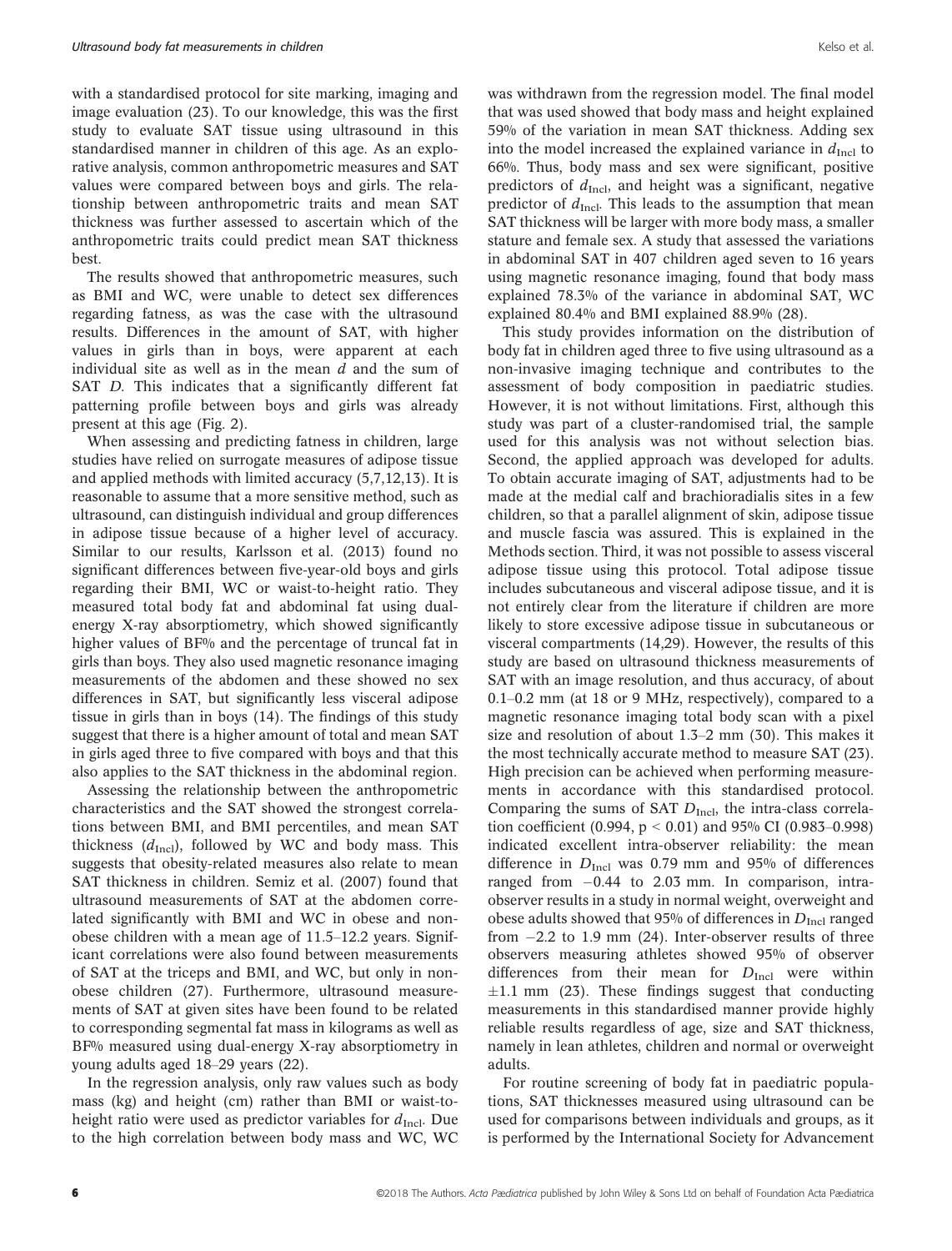with a standardised protocol for site marking, imaging and image evaluation (23). To our knowledge, this was the first study to evaluate SAT tissue using ultrasound in this standardised manner in children of this age. As an explorative analysis, common anthropometric measures and SAT values were compared between boys and girls. The relationship between anthropometric traits and mean SAT thickness was further assessed to ascertain which of the anthropometric traits could predict mean SAT thickness best.

The results showed that anthropometric measures, such as BMI and WC, were unable to detect sex differences regarding fatness, as was the case with the ultrasound results. Differences in the amount of SAT, with higher values in girls than in boys, were apparent at each individual site as well as in the mean $d$ and the sum of SAT $D$. This indicates that a significantly different fat patterning profile between boys and girls was already present at this age (Fig. 2).

When assessing and predicting fatness in children, large studies have relied on surrogate measures of adipose tissue and applied methods with limited accuracy (5,7,12,13). It is reasonable to assume that a more sensitive method, such as ultrasound, can distinguish individual and group differences in adipose tissue because of a higher level of accuracy. Similar to our results, Karlsson et al. (2013) found no significant differences between five-year-old boys and girls regarding their BMI, WC or waist-to-height ratio. They measured total body fat and abdominal fat using dual-energy X-ray absorptiometry, which showed significantly higher values of BF% and the percentage of truncal fat in girls than boys. They also used magnetic resonance imaging measurements of the abdomen and these showed no sex differences in SAT, but significantly less visceral adipose tissue in girls than in boys (14). The findings of this study suggest that there is a higher amount of total and mean SAT in girls aged three to five compared with boys and that this also applies to the SAT thickness in the abdominal region.

Assessing the relationship between the anthropometric characteristics and the SAT showed the strongest correlations between BMI, and BMI percentiles, and mean SAT thickness ($d_{\text{Incl}}$), followed by WC and body mass. This suggests that obesity-related measures also relate to mean SAT thickness in children. Semiz et al. (2007) found that ultrasound measurements of SAT at the abdomen correlated significantly with BMI and WC in obese and non-obese children with a mean age of 11.5–12.2 years. Significant correlations were also found between measurements of SAT at the triceps and BMI, and WC, but only in non-obese children (27). Furthermore, ultrasound measurements of SAT at given sites have been found to be related to corresponding segmental fat mass in kilograms as well as BF% measured using dual-energy X-ray absorptiometry in young adults aged 18–29 years (22).

In the regression analysis, only raw values such as body mass (kg) and height (cm) rather than BMI or waist-to-height ratio were used as predictor variables for $d_{\text{Incl}}$. Due to the high correlation between body mass and WC, WC was withdrawn from the regression model. The final model that was used showed that body mass and height explained 59% of the variation in mean SAT thickness. Adding sex into the model increased the explained variance in $d_{\text{Incl}}$ to 66%. Thus, body mass and sex were significant, positive predictors of $d_{\text{Incl}}$, and height was a significant, negative predictor of $d_{\text{Incl}}$. This leads to the assumption that mean SAT thickness will be larger with more body mass, a smaller stature and female sex. A study that assessed the variations in abdominal SAT in 407 children aged seven to 16 years using magnetic resonance imaging, found that body mass explained 78.3% of the variance in abdominal SAT, WC explained 80.4% and BMI explained 88.9% (28).

This study provides information on the distribution of body fat in children aged three to five using ultrasound as a non-invasive imaging technique and contributes to the assessment of body composition in paediatric studies. However, it is not without limitations. First, although this study was part of a cluster-randomised trial, the sample used for this analysis was not without selection bias. Second, the applied approach was developed for adults. To obtain accurate imaging of SAT, adjustments had to be made at the medial calf and brachioradialis sites in a few children, so that a parallel alignment of skin, adipose tissue and muscle fascia was assured. This is explained in the Methods section. Third, it was not possible to assess visceral adipose tissue using this protocol. Total adipose tissue includes subcutaneous and visceral adipose tissue, and it is not entirely clear from the literature if children are more likely to store excessive adipose tissue in subcutaneous or visceral compartments (14,29). However, the results of this study are based on ultrasound thickness measurements of SAT with an image resolution, and thus accuracy, of about 0.1–0.2 mm (at 18 or 9 MHz, respectively), compared to a magnetic resonance imaging total body scan with a pixel size and resolution of about 1.3–2 mm (30). This makes it the most technically accurate method to measure SAT (23). High precision can be achieved when performing measurements in accordance with this standardised protocol. Comparing the sums of SAT $D_{\text{Incl}}$, the intra-class correlation coefficient (0.994, $p < 0.01$) and 95% CI (0.983–0.998) indicated excellent intra-observer reliability: the mean difference in $D_{\text{Incl}}$ was 0.79 mm and 95% of differences ranged from −0.44 to 2.03 mm. In comparison, intra-observer results in a study in normal weight, overweight and obese adults showed that 95% of differences in $D_{\text{Incl}}$ ranged from −2.2 to 1.9 mm (24). Inter-observer results of three observers measuring athletes showed 95% of observer differences from their mean for $D_{\text{Incl}}$ were within ±1.1 mm (23). These findings suggest that conducting measurements in this standardised manner provide highly reliable results regardless of age, size and SAT thickness, namely in lean athletes, children and normal or overweight adults.

For routine screening of body fat in paediatric populations, SAT thicknesses measured using ultrasound can be used for comparisons between individuals and groups, as it is performed by the International Society for Advancement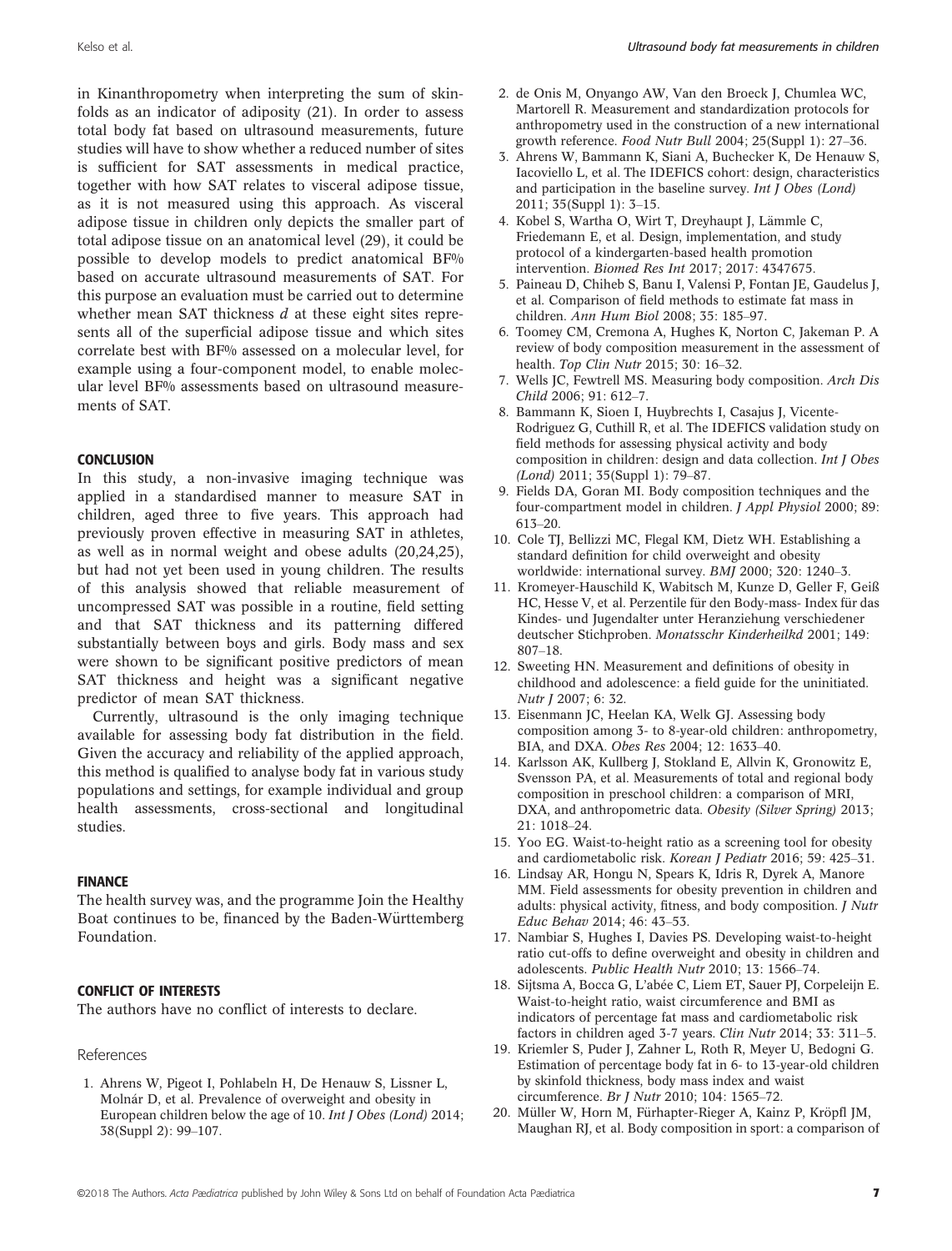in Kinanthropometry when interpreting the sum of skinfolds as an indicator of adiposity (21). In order to assess total body fat based on ultrasound measurements, future studies will have to show whether a reduced number of sites is sufficient for SAT assessments in medical practice, together with how SAT relates to visceral adipose tissue, as it is not measured using this approach. As visceral adipose tissue in children only depicts the smaller part of total adipose tissue on an anatomical level (29), it could be possible to develop models to predict anatomical BF% based on accurate ultrasound measurements of SAT. For this purpose an evaluation must be carried out to determine whether mean SAT thickness $d$ at these eight sites represents all of the superficial adipose tissue and which sites correlate best with BF% assessed on a molecular level, for example using a four-component model, to enable molecular level BF% assessments based on ultrasound measurements of SAT.

## CONCLUSION

In this study, a non-invasive imaging technique was applied in a standardised manner to measure SAT in children, aged three to five years. This approach had previously proven effective in measuring SAT in athletes, as well as in normal weight and obese adults (20,24,25), but had not yet been used in young children. The results of this analysis showed that reliable measurement of uncompressed SAT was possible in a routine, field setting and that SAT thickness and its patterning differed substantially between boys and girls. Body mass and sex were shown to be significant positive predictors of mean SAT thickness and height was a significant negative predictor of mean SAT thickness.

Currently, ultrasound is the only imaging technique available for assessing body fat distribution in the field. Given the accuracy and reliability of the applied approach, this method is qualified to analyse body fat in various study populations and settings, for example individual and group health assessments, cross-sectional and longitudinal studies.

## FINANCE

The health survey was, and the programme Join the Healthy Boat continues to be, financed by the Baden-Württemberg Foundation.

## CONFLICT OF INTERESTS

The authors have no conflict of interests to declare.

## References

1. Ahrens W, Pigeot I, Pohlabeln H, De Henauw S, Lissner L, Molnár D, et al. Prevalence of overweight and obesity in European children below the age of 10. *Int J Obes (Lond)* 2014; 38(Suppl 2): 99–107.
2. de Onis M, Onyango AW, Van den Broeck J, Chumlea WC, Martorell R. Measurement and standardization protocols for anthropometry used in the construction of a new international growth reference. *Food Nutr Bull* 2004; 25(Suppl 1): 27–36.
3. Ahrens W, Bammann K, Siani A, Buchecker K, De Henauw S, Iacoviello L, et al. The IDEFICS cohort: design, characteristics and participation in the baseline survey. *Int J Obes (Lond)* 2011; 35(Suppl 1): 3–15.
4. Kobel S, Wartha O, Wirt T, Dreyhaupt J, Lämmle C, Friedemann E, et al. Design, implementation, and study protocol of a kindergarten-based health promotion intervention. *Biomed Res Int* 2017; 2017: 4347675.
5. Paineau D, Chiheb S, Banu I, Valensi P, Fontan JE, Gaudelus J, et al. Comparison of field methods to estimate fat mass in children. *Ann Hum Biol* 2008; 35: 185–97.
6. Toomey CM, Cremona A, Hughes K, Norton C, Jakeman P. A review of body composition measurement in the assessment of health. *Top Clin Nutr* 2015; 30: 16–32.
7. Wells JC, Fewtrell MS. Measuring body composition. *Arch Dis Child* 2006; 91: 612–7.
8. Bammann K, Sioen I, Huybrechts I, Casajus J, Vicente-Rodriguez G, Cuthill R, et al. The IDEFICS validation study on field methods for assessing physical activity and body composition in children: design and data collection. *Int J Obes (Lond)* 2011; 35(Suppl 1): 79–87.
9. Fields DA, Goran MI. Body composition techniques and the four-compartment model in children. *J Appl Physiol* 2000; 89: 613–20.
10. Cole TJ, Bellizzi MC, Flegal KM, Dietz WH. Establishing a standard definition for child overweight and obesity worldwide: international survey. *BMJ* 2000; 320: 1240–3.
11. Kromeyer-Hauschild K, Wabitsch M, Kunze D, Geller F, Geiß HC, Hesse V, et al. Perzentile für den Body-mass- Index für das Kindes- und Jugendalter unter Heranziehung verschiedener deutscher Stichproben. *Monatsschr Kinderheilkd* 2001; 149: 807–18.
12. Sweeting HN. Measurement and definitions of obesity in childhood and adolescence: a field guide for the uninitiated. *Nutr J* 2007; 6: 32.
13. Eisenmann JC, Heelan KA, Welk GJ. Assessing body composition among 3- to 8-year-old children: anthropometry, BIA, and DXA. *Obes Res* 2004; 12: 1633–40.
14. Karlsson AK, Kullberg J, Stokland E, Allvin K, Gronowitz E, Svensson PA, et al. Measurements of total and regional body composition in preschool children: a comparison of MRI, DXA, and anthropometric data. *Obesity (Silver Spring)* 2013; 21: 1018–24.
15. Yoo EG. Waist-to-height ratio as a screening tool for obesity and cardiometabolic risk. *Korean J Pediatr* 2016; 59: 425–31.
16. Lindsay AR, Hongu N, Spears K, Idris R, Dyrek A, Manore MM. Field assessments for obesity prevention in children and adults: physical activity, fitness, and body composition. *J Nutr Educ Behav* 2014; 46: 43–53.
17. Nambiar S, Hughes I, Davies PS. Developing waist-to-height ratio cut-offs to define overweight and obesity in children and adolescents. *Public Health Nutr* 2010; 13: 1566–74.
18. Sijtsma A, Bocca G, L'abée C, Liem ET, Sauer PJ, Corpeleijn E. Waist-to-height ratio, waist circumference and BMI as indicators of percentage fat mass and cardiometabolic risk factors in children aged 3-7 years. *Clin Nutr* 2014; 33: 311–5.
19. Kriemler S, Puder J, Zahner L, Roth R, Meyer U, Bedogni G. Estimation of percentage body fat in 6- to 13-year-old children by skinfold thickness, body mass index and waist circumference. *Br J Nutr* 2010; 104: 1565–72.
20. Müller W, Horn M, Fürhapter-Rieger A, Kainz P, Kröpfl JM, Maughan RJ, et al. Body composition in sport: a comparison of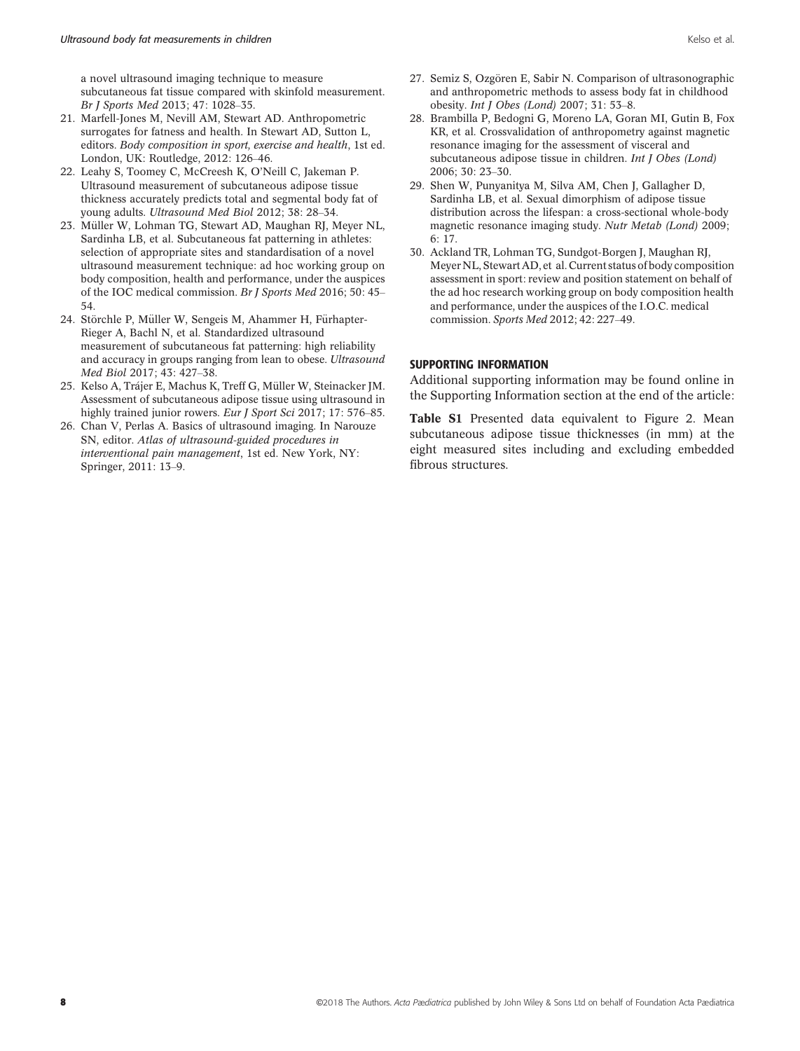a novel ultrasound imaging technique to measure subcutaneous fat tissue compared with skinfold measurement. *Br J Sports Med* 2013; 47: 1028–35.

21. Marfell-Jones M, Nevill AM, Stewart AD. Anthropometric surrogates for fatness and health. In Stewart AD, Sutton L, editors. *Body composition in sport, exercise and health*, 1st ed. London, UK: Routledge, 2012: 126–46.
22. Leahy S, Toomey C, McCreesh K, O'Neill C, Jakeman P. Ultrasound measurement of subcutaneous adipose tissue thickness accurately predicts total and segmental body fat of young adults. *Ultrasound Med Biol* 2012; 38: 28–34.
23. Müller W, Lohman TG, Stewart AD, Maughan RJ, Meyer NL, Sardinha LB, et al. Subcutaneous fat patterning in athletes: selection of appropriate sites and standardisation of a novel ultrasound measurement technique: ad hoc working group on body composition, health and performance, under the auspices of the IOC medical commission. *Br J Sports Med* 2016; 50: 45–54.
24. Störchle P, Müller W, Sengeis M, Ahammer H, Fürhapter-Rieger A, Bachl N, et al. Standardized ultrasound measurement of subcutaneous fat patterning: high reliability and accuracy in groups ranging from lean to obese. *Ultrasound Med Biol* 2017; 43: 427–38.
25. Kelso A, Trájer E, Machus K, Treff G, Müller W, Steinacker JM. Assessment of subcutaneous adipose tissue using ultrasound in highly trained junior rowers. *Eur J Sport Sci* 2017; 17: 576–85.
26. Chan V, Perlas A. Basics of ultrasound imaging. In Narouze SN, editor. *Atlas of ultrasound-guided procedures in interventional pain management*, 1st ed. New York, NY: Springer, 2011: 13–9.
27. Semiz S, Ozgören E, Sabir N. Comparison of ultrasonographic and anthropometric methods to assess body fat in childhood obesity. *Int J Obes (Lond)* 2007; 31: 53–8.
28. Brambilla P, Bedogni G, Moreno LA, Goran MI, Gutin B, Fox KR, et al. Crossvalidation of anthropometry against magnetic resonance imaging for the assessment of visceral and subcutaneous adipose tissue in children. *Int J Obes (Lond)* 2006; 30: 23–30.
29. Shen W, Punyanitya M, Silva AM, Chen J, Gallagher D, Sardinha LB, et al. Sexual dimorphism of adipose tissue distribution across the lifespan: a cross-sectional whole-body magnetic resonance imaging study. *Nutr Metab (Lond)* 2009; 6: 17.
30. Ackland TR, Lohman TG, Sundgot-Borgen J, Maughan RJ, Meyer NL, Stewart AD, et al. Current status of body composition assessment in sport: review and position statement on behalf of the ad hoc research working group on body composition health and performance, under the auspices of the I.O.C. medical commission. *Sports Med* 2012; 42: 227–49.

## SUPPORTING INFORMATION

Additional supporting information may be found online in the Supporting Information section at the end of the article:

**Table S1** Presented data equivalent to Figure 2. Mean subcutaneous adipose tissue thicknesses (in mm) at the eight measured sites including and excluding embedded fibrous structures.